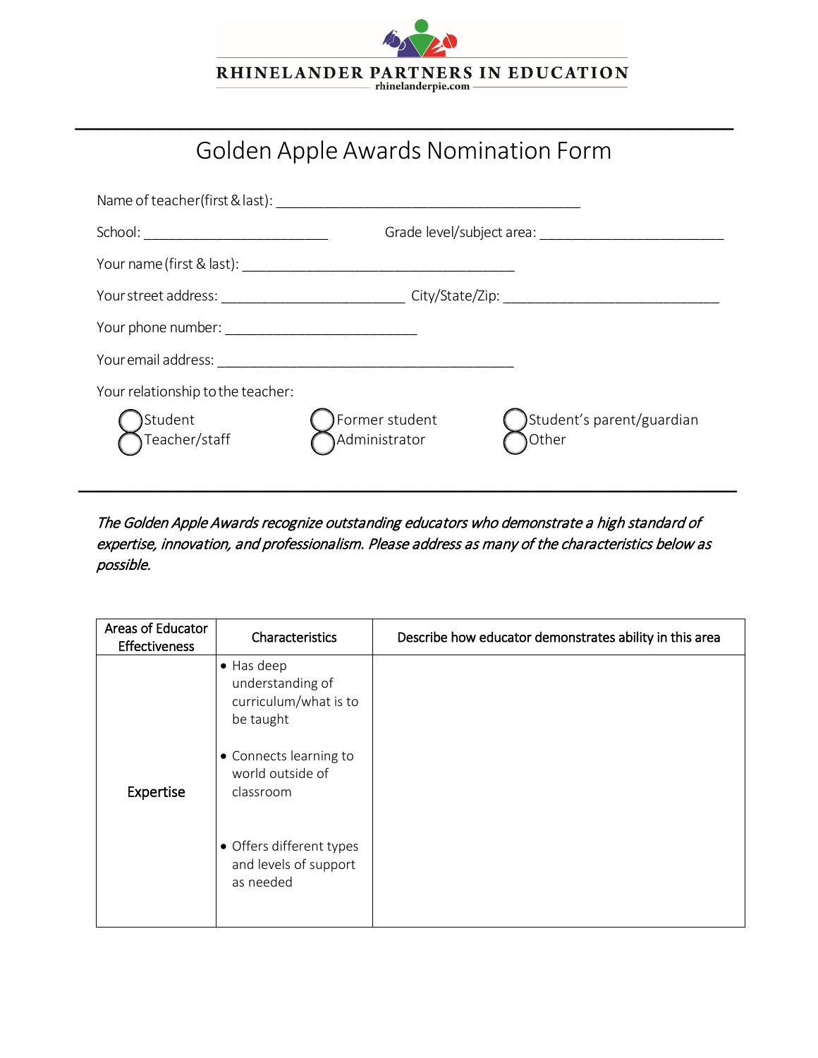RHINELANDER PARTNERS IN EDUCATION
rhinelanderpie.com

# Golden Apple Awards Nomination Form

Name of teacher (first & last): ________________________________________

School: ________________________ Grade level/subject area: ________________________

Your name (first & last): ____________________________________

Your street address: ________________________ City/State/Zip: ____________________________

Your phone number: _________________________

Your email address: _______________________________________

Your relationship to the teacher:

- ◯ Student
- ◯ Teacher/staff
- ◯ Former student
- ◯ Administrator
- ◯ Student's parent/guardian
- ◯ Other

*The Golden Apple Awards recognize outstanding educators who demonstrate a high standard of expertise, innovation, and professionalism. Please address as many of the characteristics below as possible.*

| Areas of Educator Effectiveness | Characteristics | Describe how educator demonstrates ability in this area |
|---|---|---|
| Expertise | • Has deep understanding of curriculum/what is to be taught<br>• Connects learning to world outside of classroom<br>• Offers different types and levels of support as needed | |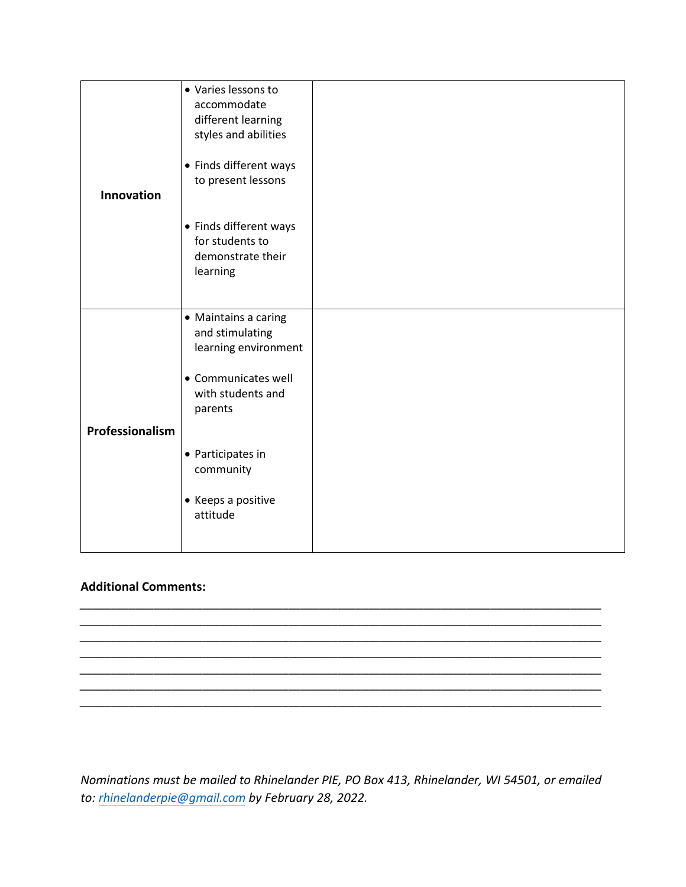| | | |
|---|---|---|
| **Innovation** | • Varies lessons to accommodate different learning styles and abilities<br><br>• Finds different ways to present lessons<br><br>• Finds different ways for students to demonstrate their learning | |
| **Professionalism** | • Maintains a caring and stimulating learning environment<br><br>• Communicates well with students and parents<br><br>• Participates in community<br><br>• Keeps a positive attitude | |

**Additional Comments:**

\_\_\_\_\_\_\_\_\_\_\_\_\_\_\_\_\_\_\_\_\_\_\_\_\_\_\_\_\_\_\_\_\_\_\_\_\_\_\_\_\_\_\_\_\_\_\_\_\_\_\_\_\_\_\_\_\_\_\_\_\_\_\_\_\_\_\_\_\_\_\_\_\_\_\_\_
\_\_\_\_\_\_\_\_\_\_\_\_\_\_\_\_\_\_\_\_\_\_\_\_\_\_\_\_\_\_\_\_\_\_\_\_\_\_\_\_\_\_\_\_\_\_\_\_\_\_\_\_\_\_\_\_\_\_\_\_\_\_\_\_\_\_\_\_\_\_\_\_\_\_\_\_
\_\_\_\_\_\_\_\_\_\_\_\_\_\_\_\_\_\_\_\_\_\_\_\_\_\_\_\_\_\_\_\_\_\_\_\_\_\_\_\_\_\_\_\_\_\_\_\_\_\_\_\_\_\_\_\_\_\_\_\_\_\_\_\_\_\_\_\_\_\_\_\_\_\_\_\_
\_\_\_\_\_\_\_\_\_\_\_\_\_\_\_\_\_\_\_\_\_\_\_\_\_\_\_\_\_\_\_\_\_\_\_\_\_\_\_\_\_\_\_\_\_\_\_\_\_\_\_\_\_\_\_\_\_\_\_\_\_\_\_\_\_\_\_\_\_\_\_\_\_\_\_\_
\_\_\_\_\_\_\_\_\_\_\_\_\_\_\_\_\_\_\_\_\_\_\_\_\_\_\_\_\_\_\_\_\_\_\_\_\_\_\_\_\_\_\_\_\_\_\_\_\_\_\_\_\_\_\_\_\_\_\_\_\_\_\_\_\_\_\_\_\_\_\_\_\_\_\_\_
\_\_\_\_\_\_\_\_\_\_\_\_\_\_\_\_\_\_\_\_\_\_\_\_\_\_\_\_\_\_\_\_\_\_\_\_\_\_\_\_\_\_\_\_\_\_\_\_\_\_\_\_\_\_\_\_\_\_\_\_\_\_\_\_\_\_\_\_\_\_\_\_\_\_\_\_
\_\_\_\_\_\_\_\_\_\_\_\_\_\_\_\_\_\_\_\_\_\_\_\_\_\_\_\_\_\_\_\_\_\_\_\_\_\_\_\_\_\_\_\_\_\_\_\_\_\_\_\_\_\_\_\_\_\_\_\_\_\_\_\_\_\_\_\_\_\_\_\_\_\_\_\_

*Nominations must be mailed to Rhinelander PIE, PO Box 413, Rhinelander, WI 54501, or emailed to: rhinelanderpie@gmail.com by February 28, 2022.*